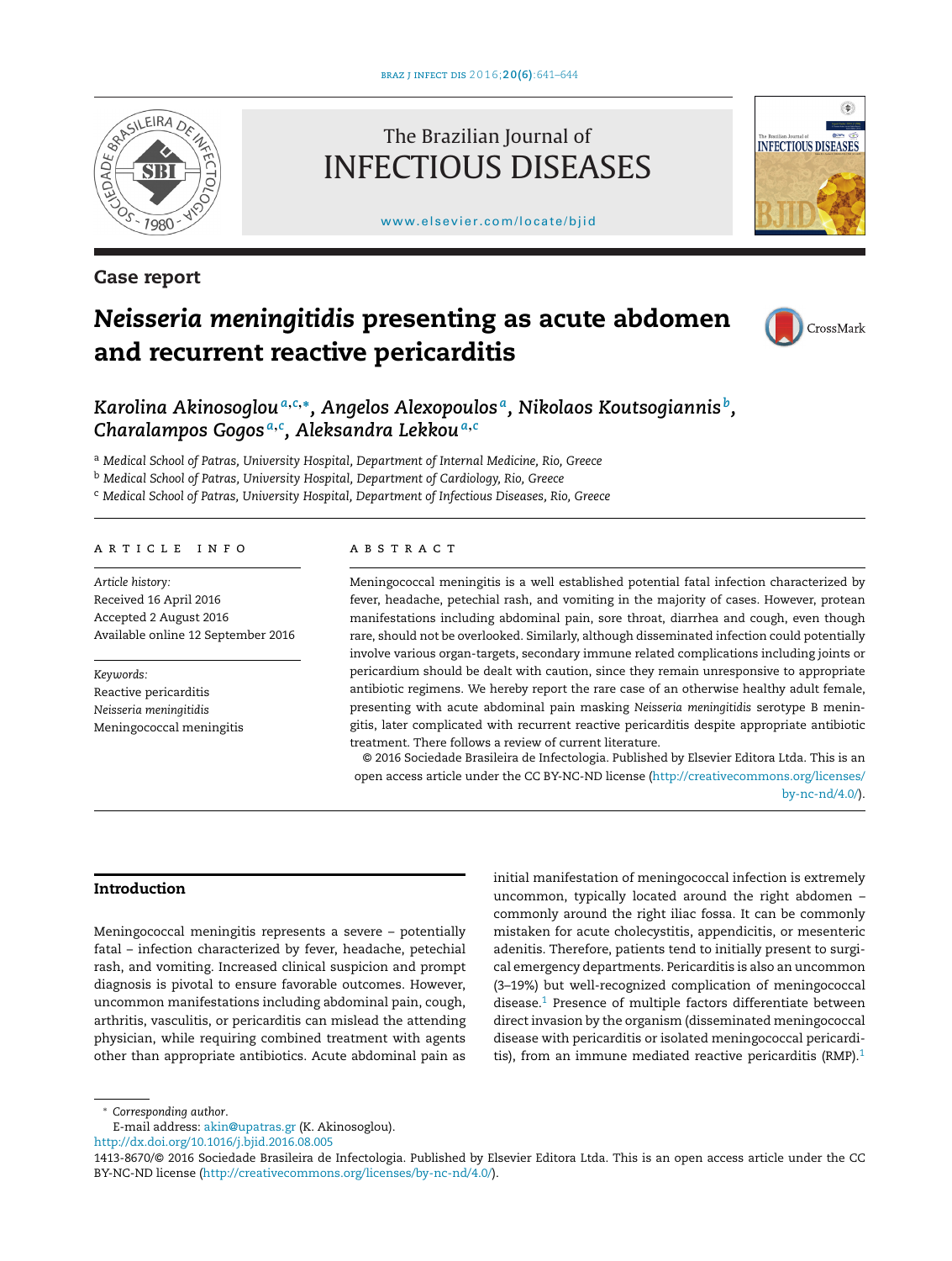Case report

# *Neisseria meningitidis* presenting as acute abdomen and recurrent reactive pericarditis

*Karolina Akinosoglou*[a,c,*], *Angelos Alexopoulos*[a], *Nikolaos Koutsogiannis*[b], *Charalampos Gogos*[a,c], *Aleksandra Lekkou*[a,c]

[a] *Medical School of Patras, University Hospital, Department of Internal Medicine, Rio, Greece*
[b] *Medical School of Patras, University Hospital, Department of Cardiology, Rio, Greece*
[c] *Medical School of Patras, University Hospital, Department of Infectious Diseases, Rio, Greece*

## ARTICLE INFO

*Article history:*
Received 16 April 2016
Accepted 2 August 2016
Available online 12 September 2016

*Keywords:*
Reactive pericarditis
*Neisseria meningitidis*
Meningococcal meningitis

## ABSTRACT

Meningococcal meningitis is a well established potential fatal infection characterized by fever, headache, petechial rash, and vomiting in the majority of cases. However, protean manifestations including abdominal pain, sore throat, diarrhea and cough, even though rare, should not be overlooked. Similarly, although disseminated infection could potentially involve various organ-targets, secondary immune related complications including joints or pericardium should be dealt with caution, since they remain unresponsive to appropriate antibiotic regimens. We hereby report the rare case of an otherwise healthy adult female, presenting with acute abdominal pain masking *Neisseria meningitidis* serotype B meningitis, later complicated with recurrent reactive pericarditis despite appropriate antibiotic treatment. There follows a review of current literature.

© 2016 Sociedade Brasileira de Infectologia. Published by Elsevier Editora Ltda. This is an open access article under the CC BY-NC-ND license (http://creativecommons.org/licenses/by-nc-nd/4.0/).

## Introduction

Meningococcal meningitis represents a severe – potentially fatal – infection characterized by fever, headache, petechial rash, and vomiting. Increased clinical suspicion and prompt diagnosis is pivotal to ensure favorable outcomes. However, uncommon manifestations including abdominal pain, cough, arthritis, vasculitis, or pericarditis can mislead the attending physician, while requiring combined treatment with agents other than appropriate antibiotics. Acute abdominal pain as initial manifestation of meningococcal infection is extremely uncommon, typically located around the right abdomen – commonly around the right iliac fossa. It can be commonly mistaken for acute cholecystitis, appendicitis, or mesenteric adenitis. Therefore, patients tend to initially present to surgical emergency departments. Pericarditis is also an uncommon (3–19%) but well-recognized complication of meningococcal disease.[1] Presence of multiple factors differentiate between direct invasion by the organism (disseminated meningococcal disease with pericarditis or isolated meningococcal pericarditis), from an immune mediated reactive pericarditis (RMP).[1]

* *Corresponding author.*
E-mail address: akin@upatras.gr (K. Akinosoglou).
http://dx.doi.org/10.1016/j.bjid.2016.08.005
1413-8670/© 2016 Sociedade Brasileira de Infectologia. Published by Elsevier Editora Ltda. This is an open access article under the CC BY-NC-ND license (http://creativecommons.org/licenses/by-nc-nd/4.0/).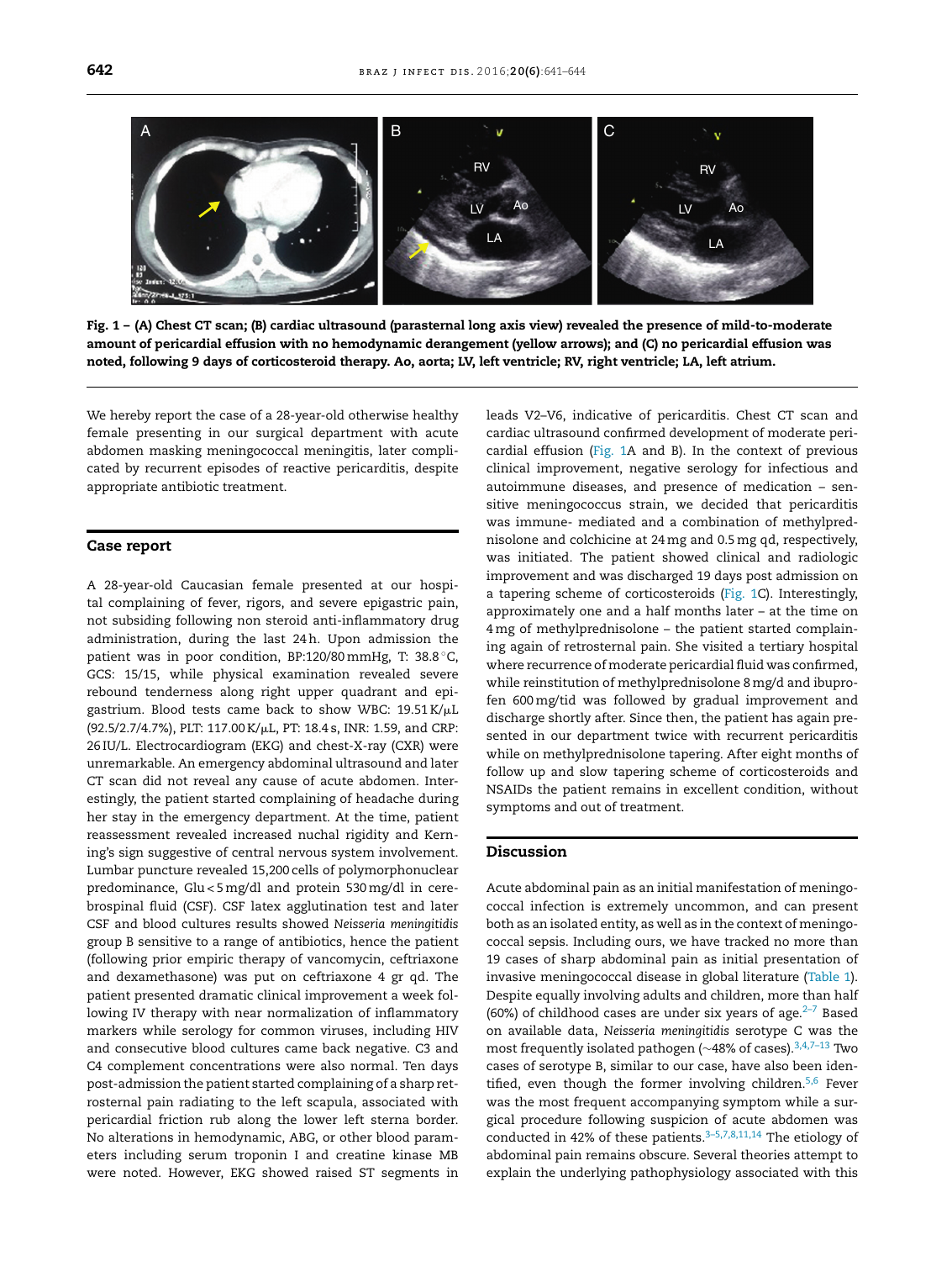Fig. 1 – (A) Chest CT scan; (B) cardiac ultrasound (parasternal long axis view) revealed the presence of mild-to-moderate amount of pericardial effusion with no hemodynamic derangement (yellow arrows); and (C) no pericardial effusion was noted, following 9 days of corticosteroid therapy. Ao, aorta; LV, left ventricle; RV, right ventricle; LA, left atrium.

We hereby report the case of a 28-year-old otherwise healthy female presenting in our surgical department with acute abdomen masking meningococcal meningitis, later complicated by recurrent episodes of reactive pericarditis, despite appropriate antibiotic treatment.

## Case report

A 28-year-old Caucasian female presented at our hospital complaining of fever, rigors, and severe epigastric pain, not subsiding following non steroid anti-inflammatory drug administration, during the last 24 h. Upon admission the patient was in poor condition, BP:120/80 mmHg, T: 38.8 °C, GCS: 15/15, while physical examination revealed severe rebound tenderness along right upper quadrant and epigastrium. Blood tests came back to show WBC: 19.51 K/μL (92.5/2.7/4.7%), PLT: 117.00 K/μL, PT: 18.4 s, INR: 1.59, and CRP: 26 IU/L. Electrocardiogram (EKG) and chest-X-ray (CXR) were unremarkable. An emergency abdominal ultrasound and later CT scan did not reveal any cause of acute abdomen. Interestingly, the patient started complaining of headache during her stay in the emergency department. At the time, patient reassessment revealed increased nuchal rigidity and Kerning's sign suggestive of central nervous system involvement. Lumbar puncture revealed 15,200 cells of polymorphonuclear predominance, Glu < 5 mg/dl and protein 530 mg/dl in cerebrospinal fluid (CSF). CSF latex agglutination test and later CSF and blood cultures results showed *Neisseria meningitidis* group B sensitive to a range of antibiotics, hence the patient (following prior empiric therapy of vancomycin, ceftriaxone and dexamethasone) was put on ceftriaxone 4 gr qd. The patient presented dramatic clinical improvement a week following IV therapy with near normalization of inflammatory markers while serology for common viruses, including HIV and consecutive blood cultures came back negative. C3 and C4 complement concentrations were also normal. Ten days post-admission the patient started complaining of a sharp retrosternal pain radiating to the left scapula, associated with pericardial friction rub along the lower left sterna border. No alterations in hemodynamic, ABG, or other blood parameters including serum troponin I and creatine kinase MB were noted. However, EKG showed raised ST segments in leads V2–V6, indicative of pericarditis. Chest CT scan and cardiac ultrasound confirmed development of moderate pericardial effusion (Fig. 1A and B). In the context of previous clinical improvement, negative serology for infectious and autoimmune diseases, and presence of medication – sensitive meningococcus strain, we decided that pericarditis was immune- mediated and a combination of methylprednisolone and colchicine at 24 mg and 0.5 mg qd, respectively, was initiated. The patient showed clinical and radiologic improvement and was discharged 19 days post admission on a tapering scheme of corticosteroids (Fig. 1C). Interestingly, approximately one and a half months later – at the time on 4 mg of methylprednisolone – the patient started complaining again of retrosternal pain. She visited a tertiary hospital where recurrence of moderate pericardial fluid was confirmed, while reinstitution of methylprednisolone 8 mg/d and ibuprofen 600 mg/tid was followed by gradual improvement and discharge shortly after. Since then, the patient has again presented in our department twice with recurrent pericarditis while on methylprednisolone tapering. After eight months of follow up and slow tapering scheme of corticosteroids and NSAIDs the patient remains in excellent condition, without symptoms and out of treatment.

## Discussion

Acute abdominal pain as an initial manifestation of meningococcal infection is extremely uncommon, and can present both as an isolated entity, as well as in the context of meningococcal sepsis. Including ours, we have tracked no more than 19 cases of sharp abdominal pain as initial presentation of invasive meningococcal disease in global literature (Table 1). Despite equally involving adults and children, more than half (60%) of childhood cases are under six years of age.[2–7] Based on available data, *Neisseria meningitidis* serotype C was the most frequently isolated pathogen (~48% of cases).[3,4,7–13] Two cases of serotype B, similar to our case, have also been identified, even though the former involving children.[5,6] Fever was the most frequent accompanying symptom while a surgical procedure following suspicion of acute abdomen was conducted in 42% of these patients.[3–5,7,8,11,14] The etiology of abdominal pain remains obscure. Several theories attempt to explain the underlying pathophysiology associated with this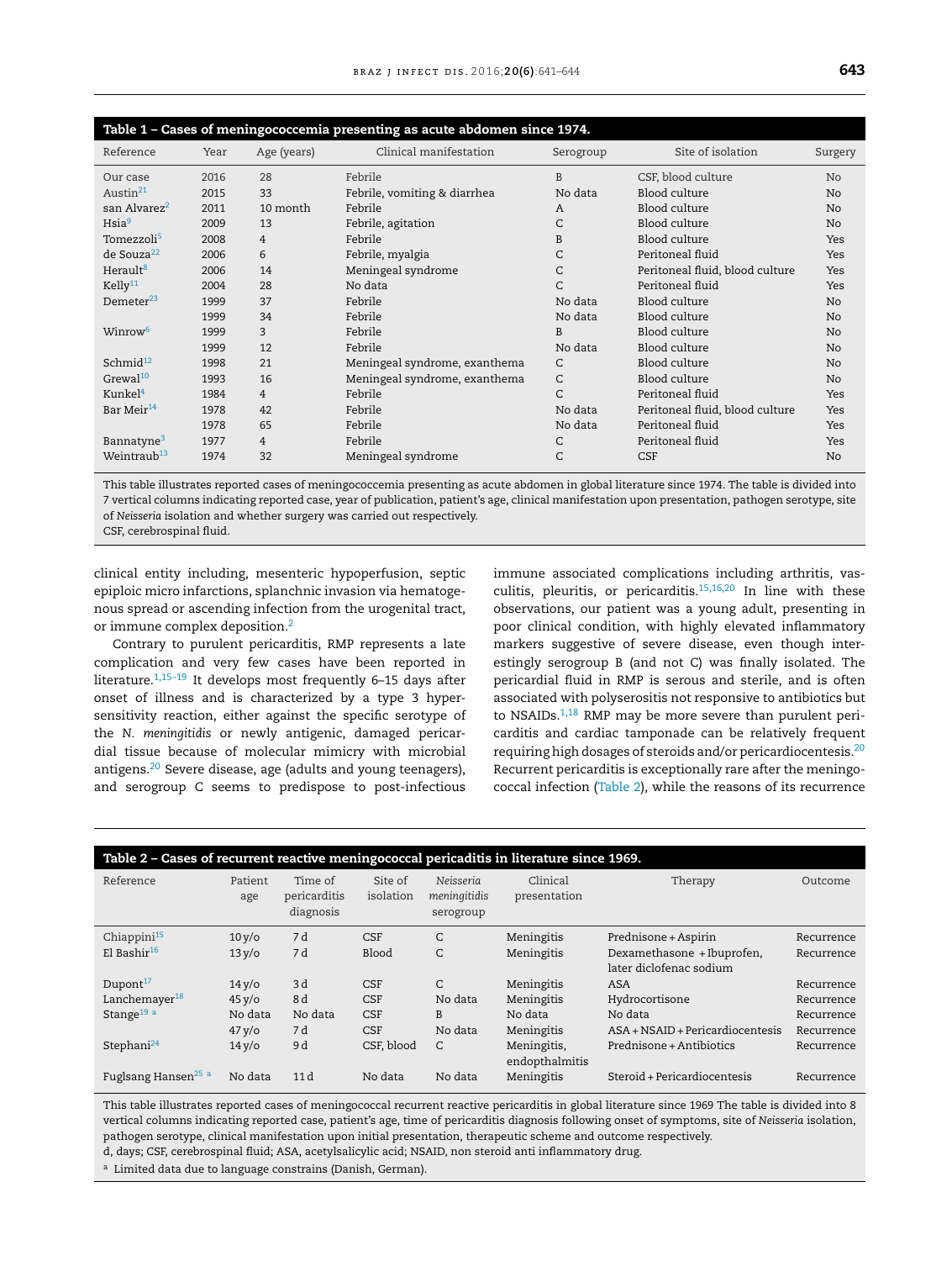**Table 1 – Cases of meningococcemia presenting as acute abdomen since 1974.**

| Reference | Year | Age (years) | Clinical manifestation | Serogroup | Site of isolation | Surgery |
|---|---|---|---|---|---|---|
| Our case | 2016 | 28 | Febrile | B | CSF, blood culture | No |
| Austin[21] | 2015 | 33 | Febrile, vomiting & diarrhea | No data | Blood culture | No |
| san Alvarez[2] | 2011 | 10 month | Febrile | A | Blood culture | No |
| Hsia[9] | 2009 | 13 | Febrile, agitation | C | Blood culture | No |
| Tomezzoli[5] | 2008 | 4 | Febrile | B | Blood culture | Yes |
| de Souza[22] | 2006 | 6 | Febrile, myalgia | C | Peritoneal fluid | Yes |
| Herault[8] | 2006 | 14 | Meningeal syndrome | C | Peritoneal fluid, blood culture | Yes |
| Kelly[11] | 2004 | 28 | No data | C | Peritoneal fluid | Yes |
| Demeter[23] | 1999 | 37 | Febrile | No data | Blood culture | No |
| | 1999 | 34 | Febrile | No data | Blood culture | No |
| Winrow[6] | 1999 | 3 | Febrile | B | Blood culture | No |
| | 1999 | 12 | Febrile | No data | Blood culture | No |
| Schmid[12] | 1998 | 21 | Meningeal syndrome, exanthema | C | Blood culture | No |
| Grewal[10] | 1993 | 16 | Meningeal syndrome, exanthema | C | Blood culture | No |
| Kunkel[4] | 1984 | 4 | Febrile | C | Peritoneal fluid | Yes |
| Bar Meir[14] | 1978 | 42 | Febrile | No data | Peritoneal fluid, blood culture | Yes |
| | 1978 | 65 | Febrile | No data | Peritoneal fluid | Yes |
| Bannatyne[3] | 1977 | 4 | Febrile | C | Peritoneal fluid | Yes |
| Weintraub[13] | 1974 | 32 | Meningeal syndrome | C | CSF | No |

This table illustrates reported cases of meningococcemia presenting as acute abdomen in global literature since 1974. The table is divided into 7 vertical columns indicating reported case, year of publication, patient's age, clinical manifestation upon presentation, pathogen serotype, site of *Neisseria* isolation and whether surgery was carried out respectively.
CSF, cerebrospinal fluid.

clinical entity including, mesenteric hypoperfusion, septic epiploic micro infarctions, splanchnic invasion via hematogenous spread or ascending infection from the urogenital tract, or immune complex deposition.[2]

Contrary to purulent pericarditis, RMP represents a late complication and very few cases have been reported in literature.[1,15–19] It develops most frequently 6–15 days after onset of illness and is characterized by a type 3 hypersensitivity reaction, either against the specific serotype of the *N. meningitidis* or newly antigenic, damaged pericardial tissue because of molecular mimicry with microbial antigens.[20] Severe disease, age (adults and young teenagers), and serogroup C seems to predispose to post-infectious immune associated complications including arthritis, vasculitis, pleuritis, or pericarditis.[15,16,20] In line with these observations, our patient was a young adult, presenting in poor clinical condition, with highly elevated inflammatory markers suggestive of severe disease, even though interestingly serogroup B (and not C) was finally isolated. The pericardial fluid in RMP is serous and sterile, and is often associated with polyserositis not responsive to antibiotics but to NSAIDs.[1,18] RMP may be more severe than purulent pericarditis and cardiac tamponade can be relatively frequent requiring high dosages of steroids and/or pericardiocentesis.[20] Recurrent pericarditis is exceptionally rare after the meningococcal infection (Table 2), while the reasons of its recurrence

**Table 2 – Cases of recurrent reactive meningococcal pericaditis in literature since 1969.**

| Reference | Patient age | Time of pericarditis diagnosis | Site of isolation | *Neisseria meningitidis* serogroup | Clinical presentation | Therapy | Outcome |
|---|---|---|---|---|---|---|---|
| Chiappini[15] | 10 y/o | 7 d | CSF | C | Meningitis | Prednisone + Aspirin | Recurrence |
| El Bashir[16] | 13 y/o | 7 d | Blood | C | Meningitis | Dexamethasone + Ibuprofen, later diclofenac sodium | Recurrence |
| Dupont[17] | 14 y/o | 3 d | CSF | C | Meningitis | ASA | Recurrence |
| Lanchemayer[18] | 45 y/o | 8 d | CSF | No data | Meningitis | Hydrocortisone | Recurrence |
| Stange[19] [a] | No data | No data | CSF | B | No data | No data | Recurrence |
| | 47 y/o | 7 d | CSF | No data | Meningitis | ASA + NSAID + Pericardiocentesis | Recurrence |
| Stephani[24] | 14 y/o | 9 d | CSF, blood | C | Meningitis, endopthalmitis | Prednisone + Antibiotics | Recurrence |
| Fuglsang Hansen[25] [a] | No data | 11 d | No data | No data | Meningitis | Steroid + Pericardiocentesis | Recurrence |

This table illustrates reported cases of meningococcal recurrent reactive pericarditis in global literature since 1969 The table is divided into 8 vertical columns indicating reported case, patient's age, time of pericarditis diagnosis following onset of symptoms, site of *Neisseria* isolation, pathogen serotype, clinical manifestation upon initial presentation, therapeutic scheme and outcome respectively.
d, days; CSF, cerebrospinal fluid; ASA, acetylsalicylic acid; NSAID, non steroid anti inflammatory drug.
[a] Limited data due to language constrains (Danish, German).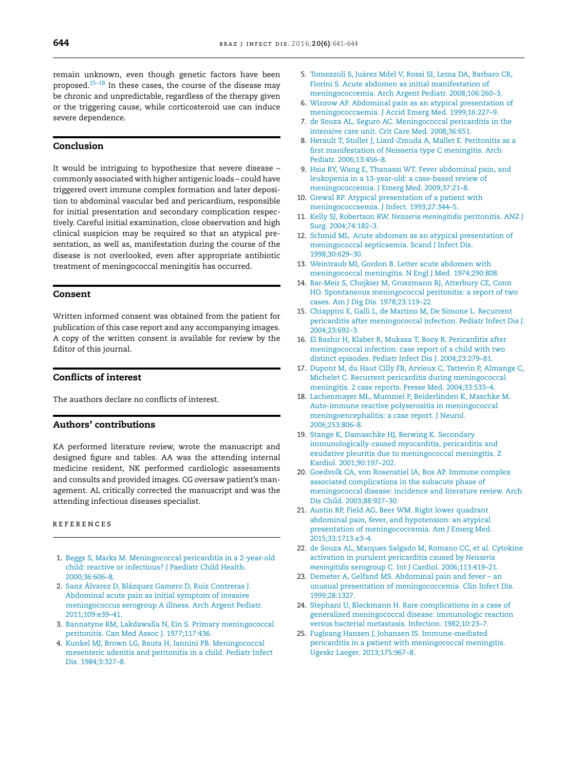remain unknown, even though genetic factors have been proposed.[15–18] In these cases, the course of the disease may be chronic and unpredictable, regardless of the therapy given or the triggering cause, while corticosteroid use can induce severe dependence.

## Conclusion

It would be intriguing to hypothesize that severe disease – commonly associated with higher antigenic loads – could have triggered overt immune complex formation and later deposition to abdominal vascular bed and pericardium, responsible for initial presentation and secondary complication respectively. Careful initial examination, close observation and high clinical suspicion may be required so that an atypical presentation, as well as, manifestation during the course of the disease is not overlooked, even after appropriate antibiotic treatment of meningococcal meningitis has occurred.

## Consent

Written informed consent was obtained from the patient for publication of this case report and any accompanying images. A copy of the written consent is available for review by the Editor of this journal.

## Conflicts of interest

The auathors declare no conflicts of interest.

## Authors' contributions

KA performed literature review, wrote the manuscript and designed figure and tables. AA was the attending internal medicine resident, NK performed cardiologic assessments and consults and provided images. CG oversaw patient's management. AL critically corrected the manuscript and was the attending infectious diseases specialist.

## REFERENCES

1. Beggs S, Marks M. Meningococcal pericarditis in a 2-year-old child: reactive or infectious? J Paediatr Child Health. 2000;36:606–8.
2. Sanz Álvarez D, Blázquez Gamero D, Ruiz Contreras J. Abdominal acute pain as initial symptom of invasive meningococcus serogroup A illness. Arch Argent Pediatr. 2011;109:e39–41.
3. Bannatyne RM, Lakdawalla N, Ein S. Primary meningococcal peritonitis. Can Med Assoc J. 1977;117:436.
4. Kunkel MJ, Brown LG, Bauta H, Iannini PB. Meningococcal mesenteric adenitis and peritonitis in a child. Pediatr Infect Dis. 1984;3:327–8.
5. Tomezzoli S, Juárez Mdel V, Rossi SI, Lema DA, Barbaro CR, Fiorini S. Acute abdomen as initial manifestation of meningococcemia. Arch Argent Pediatr. 2008;106:260–3.
6. Winrow AP. Abdominal pain as an atypical presentation of meningococcaemia. J Accid Emerg Med. 1999;16:227–9.
7. de Souza AL, Seguro AC. Meningococcal pericarditis in the intensive care unit. Crit Care Med. 2008;36:651.
8. Herault T, Stoller J, Liard-Zmuda A, Mallet E. Peritonitis as a first manifestation of Neisseria type C meningitis. Arch Pediatr. 2006;13:456–8.
9. Hsia RY, Wang E, Thanassi WT. Fever abdominal pain, and leukopenia in a 13-year-old: a case-based review of meningococcemia. J Emerg Med. 2009;37:21–8.
10. Grewal RP. Atypical presentation of a patient with meningococcaemia. J Infect. 1993;27:344–5.
11. Kelly SJ, Robertson RW. *Neisseria meningitidis* peritonitis. ANZ J Surg. 2004;74:182–3.
12. Schmid ML. Acute abdomen as an atypical presentation of meningococcal septicaemia. Scand J Infect Dis. 1998;30:629–30.
13. Weintraub MI, Gordon B. Letter acute abdomen with meningococcal meningitis. N Engl J Med. 1974;290:808.
14. Bar-Meir S, Chojkier M, Groszmann RJ, Atterbury CE, Conn HO. Spontaneous meningococcal peritonitis: a report of two cases. Am J Dig Dis. 1978;23:119–22.
15. Chiappini E, Galli L, de Martino M, De Simone L. Recurrent pericarditis after meningococcal infection. Pediatr Infect Dis J. 2004;23:692–3.
16. El Bashir H, Klaber R, Mukasa T, Booy R. Pericarditis after meningococcal infection: case report of a child with two distinct episodes. Pediatr Infect Dis J. 2004;23:279–81.
17. Dupont M, du Haut Cilly FB, Arvieux C, Tattevin P, Almange C, Michelet C. Recurrent pericarditis during meningococcal meningitis. 2 case reports. Presse Med. 2004;33:533–4.
18. Lachenmayer ML, Mummel P, Beiderlinden K, Maschke M. Auto-immune reactive polyserositis in meningococcal meningoencephalitis: a case report. J Neurol. 2006;253:806–8.
19. Stange K, Damaschke HJ, Berwing K. Secondary immunologically-caused myocarditis, pericarditis and exudative pleuritis due to meningococcal meningitis. Z Kardiol. 2001;90:197–202.
20. Goedvolk CA, von Rosenstiel IA, Bos AP. Immune complex associated complications in the subacute phase of meningococcal disease: incidence and literature review. Arch Dis Child. 2003;88:927–30.
21. Austin RP, Field AG, Beer WM. Right lower quadrant abdominal pain, fever, and hypotension: an atypical presentation of meningococcemia. Am J Emerg Med. 2015;33:1713.e3–4.
22. de Souza AL, Marques Salgado M, Romano CC, et al. Cytokine activation in purulent pericarditis caused by *Neisseria meningitidis* serogroup C. Int J Cardiol. 2006;113:419–21.
23. Demeter A, Gelfand MS. Abdominal pain and fever – an unusual presentation of meningococcemia. Clin Infect Dis. 1999;28:1327.
24. Stephani U, Bleckmann H. Rare complications in a case of generalized meningococcal disease: immunologic reaction versus bacterial metastasis. Infection. 1982;10:23–7.
25. Fuglsang Hansen J, Johansen IS. Immune-mediated pericarditis in a patient with meningococcal meningitis. Ugeskr Laeger. 2013;175:967–8.